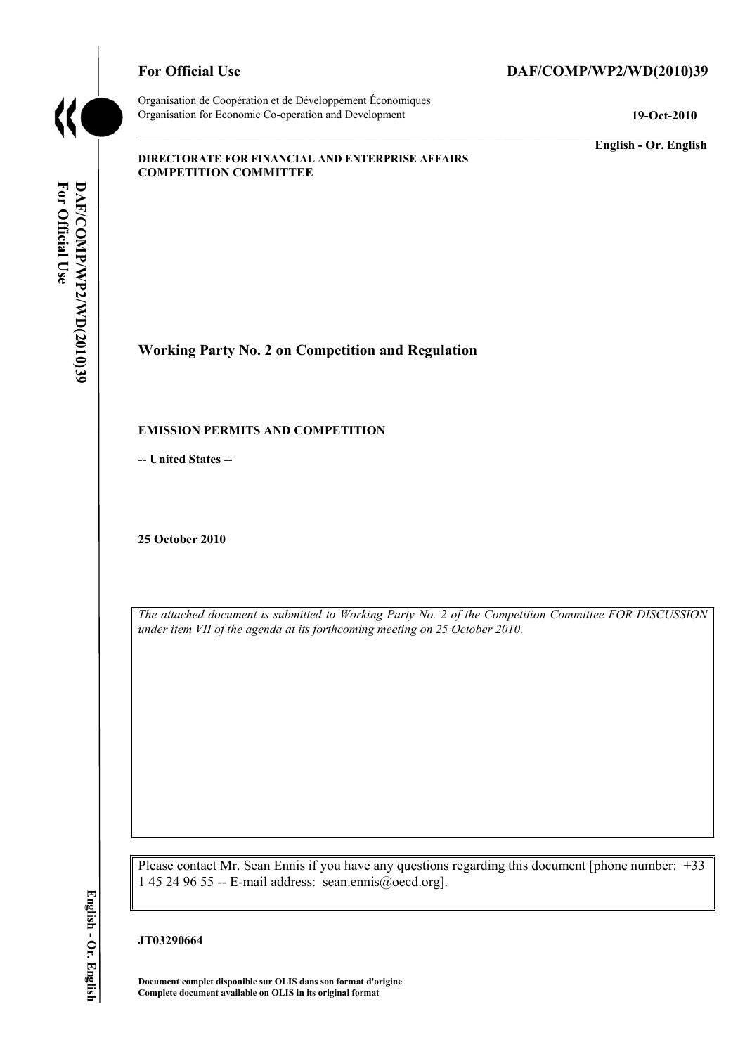**For Official Use** **DAF/COMP/WP2/WD(2010)39**

Organisation de Coopération et de Développement Économiques
Organisation for Economic Co-operation and Development **19-Oct-2010**

**English - Or. English**

**DIRECTORATE FOR FINANCIAL AND ENTERPRISE AFFAIRS**
**COMPETITION COMMITTEE**

## Working Party No. 2 on Competition and Regulation

**EMISSION PERMITS AND COMPETITION**

**-- United States --**

**25 October 2010**

*The attached document is submitted to Working Party No. 2 of the Competition Committee FOR DISCUSSION under item VII of the agenda at its forthcoming meeting on 25 October 2010.*

Please contact Mr. Sean Ennis if you have any questions regarding this document [phone number: +33 1 45 24 96 55 -- E-mail address: sean.ennis@oecd.org].

**JT03290664**

**Document complet disponible sur OLIS dans son format d'origine**
**Complete document available on OLIS in its original format**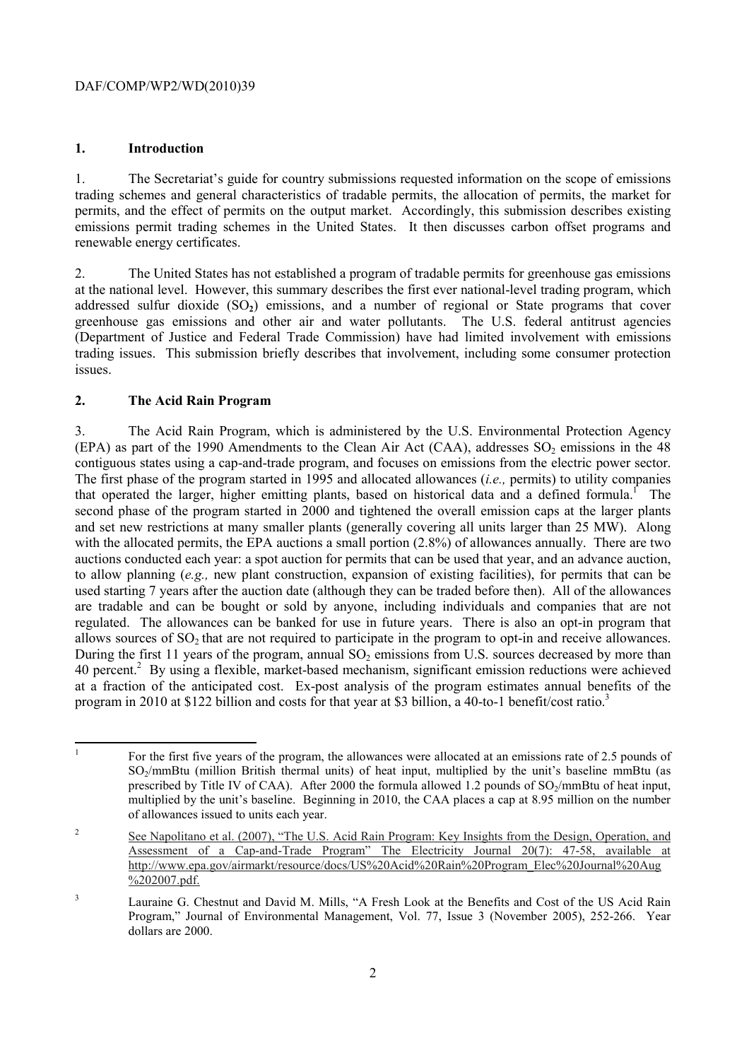## 1. Introduction

1. The Secretariat's guide for country submissions requested information on the scope of emissions trading schemes and general characteristics of tradable permits, the allocation of permits, the market for permits, and the effect of permits on the output market. Accordingly, this submission describes existing emissions permit trading schemes in the United States. It then discusses carbon offset programs and renewable energy certificates.

2. The United States has not established a program of tradable permits for greenhouse gas emissions at the national level. However, this summary describes the first ever national-level trading program, which addressed sulfur dioxide (**$SO_2$**) emissions, and a number of regional or State programs that cover greenhouse gas emissions and other air and water pollutants. The U.S. federal antitrust agencies (Department of Justice and Federal Trade Commission) have had limited involvement with emissions trading issues. This submission briefly describes that involvement, including some consumer protection issues.

## 2. The Acid Rain Program

3. The Acid Rain Program, which is administered by the U.S. Environmental Protection Agency (EPA) as part of the 1990 Amendments to the Clean Air Act (CAA), addresses $SO_2$ emissions in the 48 contiguous states using a cap-and-trade program, and focuses on emissions from the electric power sector. The first phase of the program started in 1995 and allocated allowances (*i.e.,* permits) to utility companies that operated the larger, higher emitting plants, based on historical data and a defined formula.[1] The second phase of the program started in 2000 and tightened the overall emission caps at the larger plants and set new restrictions at many smaller plants (generally covering all units larger than 25 MW). Along with the allocated permits, the EPA auctions a small portion (2.8%) of allowances annually. There are two auctions conducted each year: a spot auction for permits that can be used that year, and an advance auction, to allow planning (*e.g.,* new plant construction, expansion of existing facilities), for permits that can be used starting 7 years after the auction date (although they can be traded before then). All of the allowances are tradable and can be bought or sold by anyone, including individuals and companies that are not regulated. The allowances can be banked for use in future years. There is also an opt-in program that allows sources of $SO_2$ that are not required to participate in the program to opt-in and receive allowances. During the first 11 years of the program, annual $SO_2$ emissions from U.S. sources decreased by more than 40 percent.[2] By using a flexible, market-based mechanism, significant emission reductions were achieved at a fraction of the anticipated cost. Ex-post analysis of the program estimates annual benefits of the program in 2010 at \$122 billion and costs for that year at \$3 billion, a 40-to-1 benefit/cost ratio.[3]

---

[1] For the first five years of the program, the allowances were allocated at an emissions rate of 2.5 pounds of $SO_2$/mmBtu (million British thermal units) of heat input, multiplied by the unit's baseline mmBtu (as prescribed by Title IV of CAA). After 2000 the formula allowed 1.2 pounds of $SO_2$/mmBtu of heat input, multiplied by the unit's baseline. Beginning in 2010, the CAA places a cap at 8.95 million on the number of allowances issued to units each year.

[2] See Napolitano et al. (2007), "The U.S. Acid Rain Program: Key Insights from the Design, Operation, and Assessment of a Cap-and-Trade Program" The Electricity Journal 20(7): 47-58, available at http://www.epa.gov/airmarkt/resource/docs/US%20Acid%20Rain%20Program_Elec%20Journal%20Aug%202007.pdf.

[3] Lauraine G. Chestnut and David M. Mills, "A Fresh Look at the Benefits and Cost of the US Acid Rain Program," Journal of Environmental Management, Vol. 77, Issue 3 (November 2005), 252-266. Year dollars are 2000.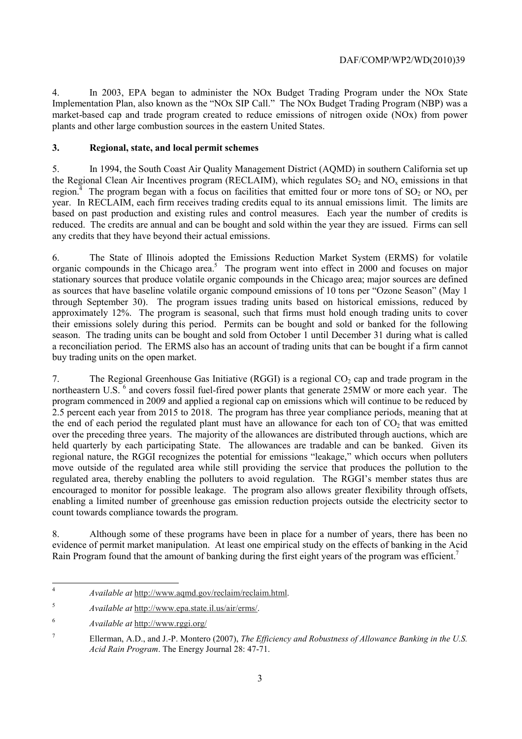4. In 2003, EPA began to administer the NOx Budget Trading Program under the NOx State Implementation Plan, also known as the "NOx SIP Call." The NOx Budget Trading Program (NBP) was a market-based cap and trade program created to reduce emissions of nitrogen oxide (NOx) from power plants and other large combustion sources in the eastern United States.

## 3. Regional, state, and local permit schemes

5. In 1994, the South Coast Air Quality Management District (AQMD) in southern California set up the Regional Clean Air Incentives program (RECLAIM), which regulates $SO_2$ and $NO_x$ emissions in that region.[4] The program began with a focus on facilities that emitted four or more tons of $SO_2$ or $NO_x$ per year. In RECLAIM, each firm receives trading credits equal to its annual emissions limit. The limits are based on past production and existing rules and control measures. Each year the number of credits is reduced. The credits are annual and can be bought and sold within the year they are issued. Firms can sell any credits that they have beyond their actual emissions.

6. The State of Illinois adopted the Emissions Reduction Market System (ERMS) for volatile organic compounds in the Chicago area.[5] The program went into effect in 2000 and focuses on major stationary sources that produce volatile organic compounds in the Chicago area; major sources are defined as sources that have baseline volatile organic compound emissions of 10 tons per "Ozone Season" (May 1 through September 30). The program issues trading units based on historical emissions, reduced by approximately 12%. The program is seasonal, such that firms must hold enough trading units to cover their emissions solely during this period. Permits can be bought and sold or banked for the following season. The trading units can be bought and sold from October 1 until December 31 during what is called a reconciliation period. The ERMS also has an account of trading units that can be bought if a firm cannot buy trading units on the open market.

7. The Regional Greenhouse Gas Initiative (RGGI) is a regional $CO_2$ cap and trade program in the northeastern U.S. [6] and covers fossil fuel-fired power plants that generate 25MW or more each year. The program commenced in 2009 and applied a regional cap on emissions which will continue to be reduced by 2.5 percent each year from 2015 to 2018. The program has three year compliance periods, meaning that at the end of each period the regulated plant must have an allowance for each ton of $CO_2$ that was emitted over the preceding three years. The majority of the allowances are distributed through auctions, which are held quarterly by each participating State. The allowances are tradable and can be banked. Given its regional nature, the RGGI recognizes the potential for emissions "leakage," which occurs when polluters move outside of the regulated area while still providing the service that produces the pollution to the regulated area, thereby enabling the polluters to avoid regulation. The RGGI's member states thus are encouraged to monitor for possible leakage. The program also allows greater flexibility through offsets, enabling a limited number of greenhouse gas emission reduction projects outside the electricity sector to count towards compliance towards the program.

8. Although some of these programs have been in place for a number of years, there has been no evidence of permit market manipulation. At least one empirical study on the effects of banking in the Acid Rain Program found that the amount of banking during the first eight years of the program was efficient.[7]

---

[4] *Available at* http://www.aqmd.gov/reclaim/reclaim.html.

[5] *Available at* http://www.epa.state.il.us/air/erms/.

[6] *Available at* http://www.rggi.org/

[7] Ellerman, A.D., and J.-P. Montero (2007), *The Efficiency and Robustness of Allowance Banking in the U.S. Acid Rain Program*. The Energy Journal 28: 47-71.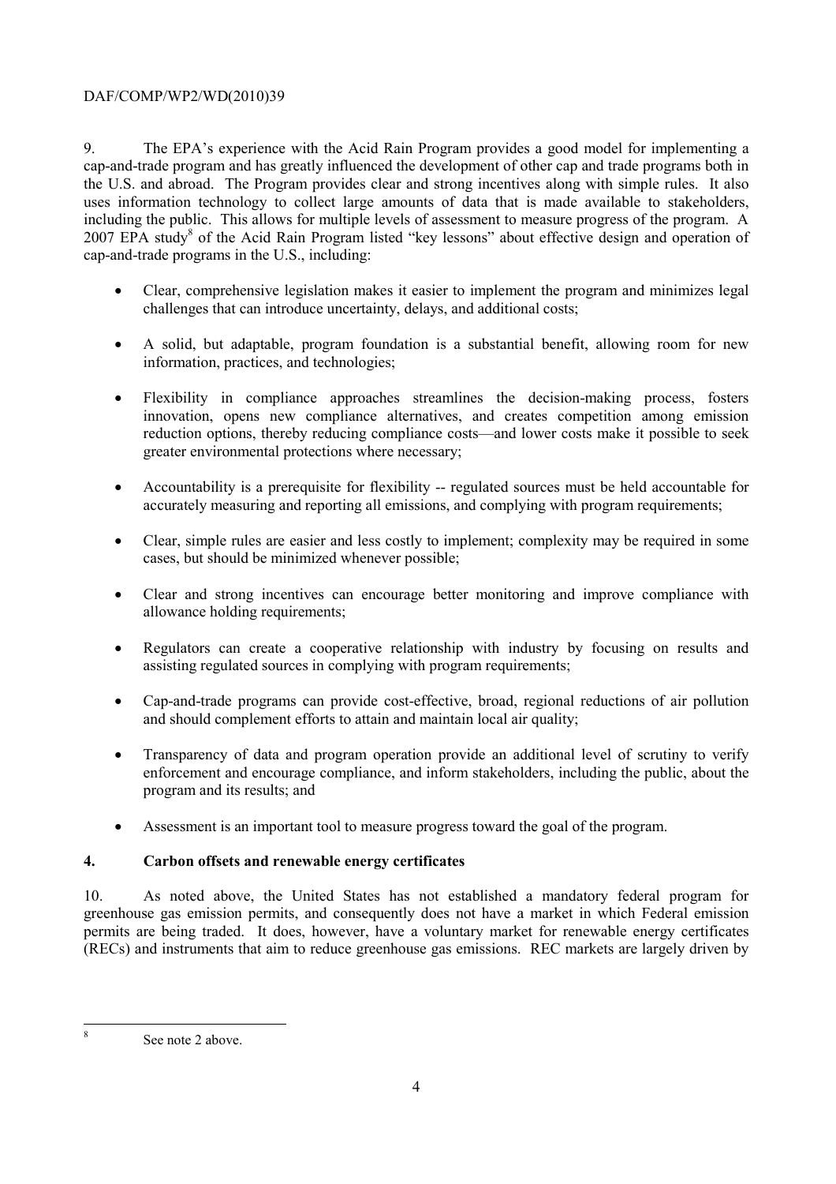9. The EPA's experience with the Acid Rain Program provides a good model for implementing a cap-and-trade program and has greatly influenced the development of other cap and trade programs both in the U.S. and abroad. The Program provides clear and strong incentives along with simple rules. It also uses information technology to collect large amounts of data that is made available to stakeholders, including the public. This allows for multiple levels of assessment to measure progress of the program. A 2007 EPA study[8] of the Acid Rain Program listed "key lessons" about effective design and operation of cap-and-trade programs in the U.S., including:

- Clear, comprehensive legislation makes it easier to implement the program and minimizes legal challenges that can introduce uncertainty, delays, and additional costs;
- A solid, but adaptable, program foundation is a substantial benefit, allowing room for new information, practices, and technologies;
- Flexibility in compliance approaches streamlines the decision-making process, fosters innovation, opens new compliance alternatives, and creates competition among emission reduction options, thereby reducing compliance costs—and lower costs make it possible to seek greater environmental protections where necessary;
- Accountability is a prerequisite for flexibility -- regulated sources must be held accountable for accurately measuring and reporting all emissions, and complying with program requirements;
- Clear, simple rules are easier and less costly to implement; complexity may be required in some cases, but should be minimized whenever possible;
- Clear and strong incentives can encourage better monitoring and improve compliance with allowance holding requirements;
- Regulators can create a cooperative relationship with industry by focusing on results and assisting regulated sources in complying with program requirements;
- Cap-and-trade programs can provide cost-effective, broad, regional reductions of air pollution and should complement efforts to attain and maintain local air quality;
- Transparency of data and program operation provide an additional level of scrutiny to verify enforcement and encourage compliance, and inform stakeholders, including the public, about the program and its results; and
- Assessment is an important tool to measure progress toward the goal of the program.

## 4. Carbon offsets and renewable energy certificates

10. As noted above, the United States has not established a mandatory federal program for greenhouse gas emission permits, and consequently does not have a market in which Federal emission permits are being traded. It does, however, have a voluntary market for renewable energy certificates (RECs) and instruments that aim to reduce greenhouse gas emissions. REC markets are largely driven by

---

[8] See note 2 above.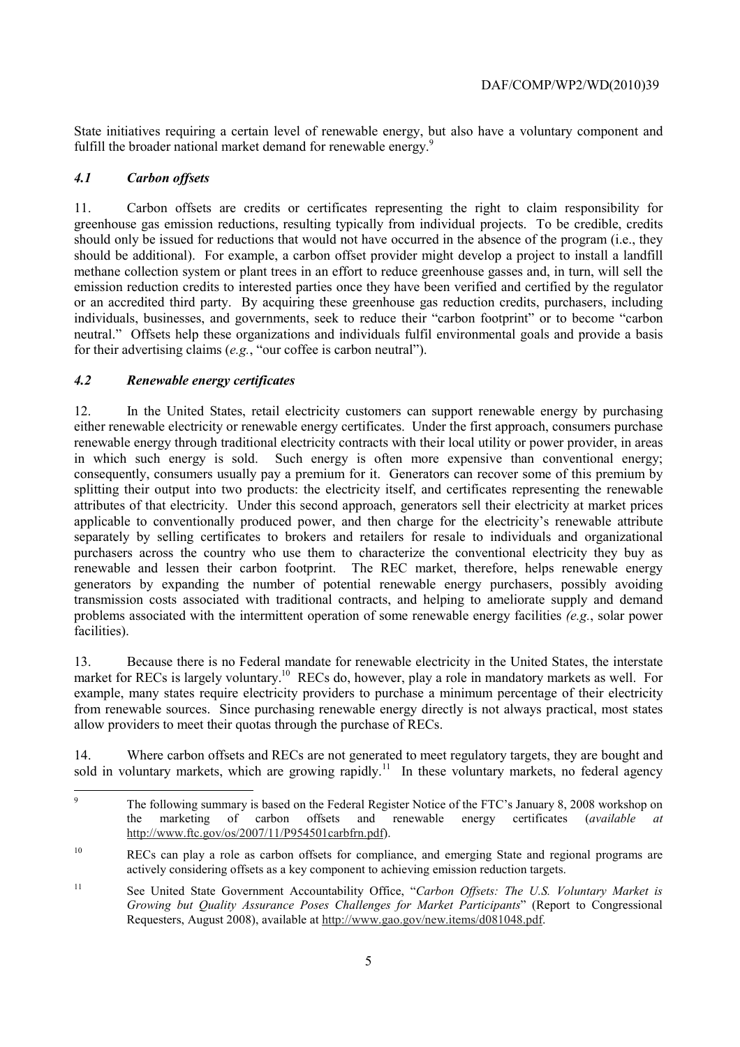State initiatives requiring a certain level of renewable energy, but also have a voluntary component and fulfill the broader national market demand for renewable energy.[9]

### *4.1 Carbon offsets*

11. Carbon offsets are credits or certificates representing the right to claim responsibility for greenhouse gas emission reductions, resulting typically from individual projects. To be credible, credits should only be issued for reductions that would not have occurred in the absence of the program (i.e., they should be additional). For example, a carbon offset provider might develop a project to install a landfill methane collection system or plant trees in an effort to reduce greenhouse gasses and, in turn, will sell the emission reduction credits to interested parties once they have been verified and certified by the regulator or an accredited third party. By acquiring these greenhouse gas reduction credits, purchasers, including individuals, businesses, and governments, seek to reduce their "carbon footprint" or to become "carbon neutral." Offsets help these organizations and individuals fulfil environmental goals and provide a basis for their advertising claims (*e.g.*, "our coffee is carbon neutral").

### *4.2 Renewable energy certificates*

12. In the United States, retail electricity customers can support renewable energy by purchasing either renewable electricity or renewable energy certificates. Under the first approach, consumers purchase renewable energy through traditional electricity contracts with their local utility or power provider, in areas in which such energy is sold. Such energy is often more expensive than conventional energy; consequently, consumers usually pay a premium for it. Generators can recover some of this premium by splitting their output into two products: the electricity itself, and certificates representing the renewable attributes of that electricity. Under this second approach, generators sell their electricity at market prices applicable to conventionally produced power, and then charge for the electricity's renewable attribute separately by selling certificates to brokers and retailers for resale to individuals and organizational purchasers across the country who use them to characterize the conventional electricity they buy as renewable and lessen their carbon footprint. The REC market, therefore, helps renewable energy generators by expanding the number of potential renewable energy purchasers, possibly avoiding transmission costs associated with traditional contracts, and helping to ameliorate supply and demand problems associated with the intermittent operation of some renewable energy facilities *(e.g.*, solar power facilities).

13. Because there is no Federal mandate for renewable electricity in the United States, the interstate market for RECs is largely voluntary.[10] RECs do, however, play a role in mandatory markets as well. For example, many states require electricity providers to purchase a minimum percentage of their electricity from renewable sources. Since purchasing renewable energy directly is not always practical, most states allow providers to meet their quotas through the purchase of RECs.

14. Where carbon offsets and RECs are not generated to meet regulatory targets, they are bought and sold in voluntary markets, which are growing rapidly.[11] In these voluntary markets, no federal agency

---

[9] The following summary is based on the Federal Register Notice of the FTC's January 8, 2008 workshop on the marketing of carbon offsets and renewable energy certificates (*available at* http://www.ftc.gov/os/2007/11/P954501carbfrn.pdf).

[10] RECs can play a role as carbon offsets for compliance, and emerging State and regional programs are actively considering offsets as a key component to achieving emission reduction targets.

[11] See United State Government Accountability Office, "*Carbon Offsets: The U.S. Voluntary Market is Growing but Quality Assurance Poses Challenges for Market Participants*" (Report to Congressional Requesters, August 2008), available at http://www.gao.gov/new.items/d081048.pdf.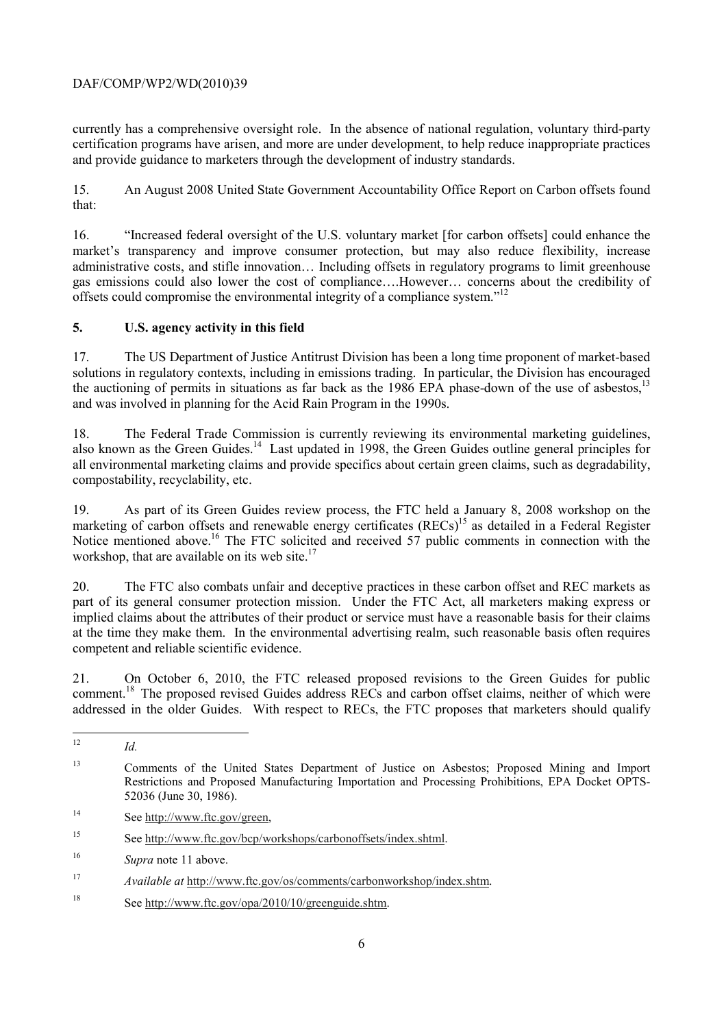currently has a comprehensive oversight role. In the absence of national regulation, voluntary third-party certification programs have arisen, and more are under development, to help reduce inappropriate practices and provide guidance to marketers through the development of industry standards.

15. An August 2008 United State Government Accountability Office Report on Carbon offsets found that:

16. "Increased federal oversight of the U.S. voluntary market [for carbon offsets] could enhance the market's transparency and improve consumer protection, but may also reduce flexibility, increase administrative costs, and stifle innovation… Including offsets in regulatory programs to limit greenhouse gas emissions could also lower the cost of compliance….However… concerns about the credibility of offsets could compromise the environmental integrity of a compliance system."[12]

## 5. U.S. agency activity in this field

17. The US Department of Justice Antitrust Division has been a long time proponent of market-based solutions in regulatory contexts, including in emissions trading. In particular, the Division has encouraged the auctioning of permits in situations as far back as the 1986 EPA phase-down of the use of asbestos,[13] and was involved in planning for the Acid Rain Program in the 1990s.

18. The Federal Trade Commission is currently reviewing its environmental marketing guidelines, also known as the Green Guides.[14] Last updated in 1998, the Green Guides outline general principles for all environmental marketing claims and provide specifics about certain green claims, such as degradability, compostability, recyclability, etc.

19. As part of its Green Guides review process, the FTC held a January 8, 2008 workshop on the marketing of carbon offsets and renewable energy certificates (RECs)[15] as detailed in a Federal Register Notice mentioned above.[16] The FTC solicited and received 57 public comments in connection with the workshop, that are available on its web site.[17]

20. The FTC also combats unfair and deceptive practices in these carbon offset and REC markets as part of its general consumer protection mission. Under the FTC Act, all marketers making express or implied claims about the attributes of their product or service must have a reasonable basis for their claims at the time they make them. In the environmental advertising realm, such reasonable basis often requires competent and reliable scientific evidence.

21. On October 6, 2010, the FTC released proposed revisions to the Green Guides for public comment.[18] The proposed revised Guides address RECs and carbon offset claims, neither of which were addressed in the older Guides. With respect to RECs, the FTC proposes that marketers should qualify

---

[12] *Id.*

[13] Comments of the United States Department of Justice on Asbestos; Proposed Mining and Import Restrictions and Proposed Manufacturing Importation and Processing Prohibitions, EPA Docket OPTS-52036 (June 30, 1986).

[14] See http://www.ftc.gov/green,

[15] See http://www.ftc.gov/bcp/workshops/carbonoffsets/index.shtml.

[16] *Supra* note 11 above.

[17] *Available at* http://www.ftc.gov/os/comments/carbonworkshop/index.shtm.

[18] See http://www.ftc.gov/opa/2010/10/greenguide.shtm.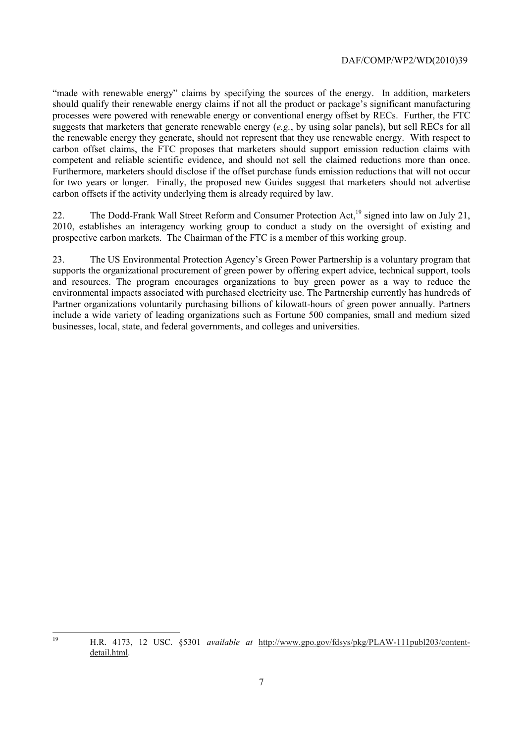"made with renewable energy" claims by specifying the sources of the energy. In addition, marketers should qualify their renewable energy claims if not all the product or package's significant manufacturing processes were powered with renewable energy or conventional energy offset by RECs. Further, the FTC suggests that marketers that generate renewable energy (*e.g.*, by using solar panels), but sell RECs for all the renewable energy they generate, should not represent that they use renewable energy. With respect to carbon offset claims, the FTC proposes that marketers should support emission reduction claims with competent and reliable scientific evidence, and should not sell the claimed reductions more than once. Furthermore, marketers should disclose if the offset purchase funds emission reductions that will not occur for two years or longer. Finally, the proposed new Guides suggest that marketers should not advertise carbon offsets if the activity underlying them is already required by law.

22. The Dodd-Frank Wall Street Reform and Consumer Protection Act,[19] signed into law on July 21, 2010, establishes an interagency working group to conduct a study on the oversight of existing and prospective carbon markets. The Chairman of the FTC is a member of this working group.

23. The US Environmental Protection Agency's Green Power Partnership is a voluntary program that supports the organizational procurement of green power by offering expert advice, technical support, tools and resources. The program encourages organizations to buy green power as a way to reduce the environmental impacts associated with purchased electricity use. The Partnership currently has hundreds of Partner organizations voluntarily purchasing billions of kilowatt-hours of green power annually. Partners include a wide variety of leading organizations such as Fortune 500 companies, small and medium sized businesses, local, state, and federal governments, and colleges and universities.

---

[19] H.R. 4173, 12 USC. §5301 *available at* http://www.gpo.gov/fdsys/pkg/PLAW-111publ203/content-detail.html.